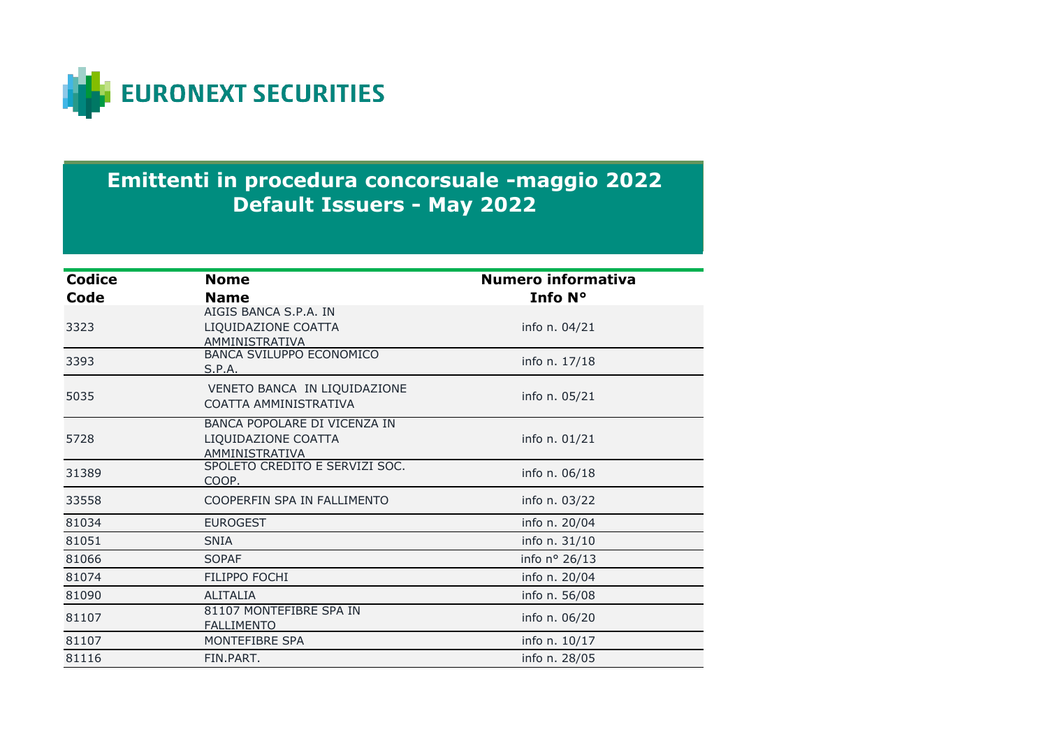EURONEXT SECURITIES

# Emittenti in procedura concorsuale -maggio 2022
# Default Issuers - May 2022

| Codice<br>Code | Nome<br>Name | Numero informativa<br>Info N° |
|---|---|---|
| 3323 | AIGIS BANCA S.P.A. IN LIQUIDAZIONE COATTA AMMINISTRATIVA | info n. 04/21 |
| 3393 | BANCA SVILUPPO ECONOMICO S.P.A. | info n. 17/18 |
| 5035 | VENETO BANCA IN LIQUIDAZIONE COATTA AMMINISTRATIVA | info n. 05/21 |
| 5728 | BANCA POPOLARE DI VICENZA IN LIQUIDAZIONE COATTA AMMINISTRATIVA | info n. 01/21 |
| 31389 | SPOLETO CREDITO E SERVIZI SOC. COOP. | info n. 06/18 |
| 33558 | COOPERFIN SPA IN FALLIMENTO | info n. 03/22 |
| 81034 | EUROGEST | info n. 20/04 |
| 81051 | SNIA | info n. 31/10 |
| 81066 | SOPAF | info n° 26/13 |
| 81074 | FILIPPO FOCHI | info n. 20/04 |
| 81090 | ALITALIA | info n. 56/08 |
| 81107 | 81107 MONTEFIBRE SPA IN FALLIMENTO | info n. 06/20 |
| 81107 | MONTEFIBRE SPA | info n. 10/17 |
| 81116 | FIN.PART. | info n. 28/05 |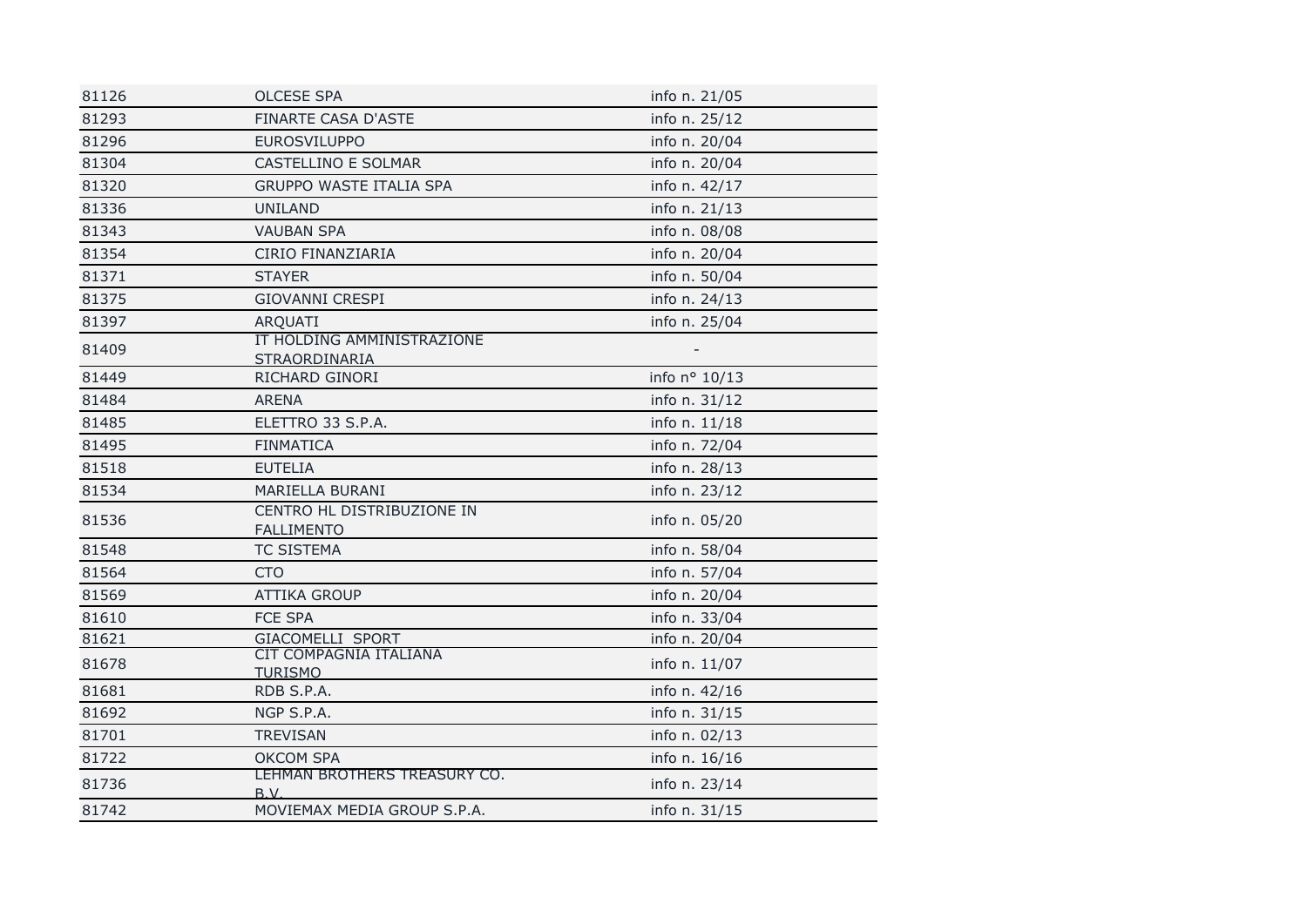| | | |
|---|---|---|
| 81126 | OLCESE SPA | info n. 21/05 |
| 81293 | FINARTE CASA D'ASTE | info n. 25/12 |
| 81296 | EUROSVILUPPO | info n. 20/04 |
| 81304 | CASTELLINO E SOLMAR | info n. 20/04 |
| 81320 | GRUPPO WASTE ITALIA SPA | info n. 42/17 |
| 81336 | UNILAND | info n. 21/13 |
| 81343 | VAUBAN SPA | info n. 08/08 |
| 81354 | CIRIO FINANZIARIA | info n. 20/04 |
| 81371 | STAYER | info n. 50/04 |
| 81375 | GIOVANNI CRESPI | info n. 24/13 |
| 81397 | ARQUATI | info n. 25/04 |
| 81409 | IT HOLDING AMMINISTRAZIONE STRAORDINARIA | - |
| 81449 | RICHARD GINORI | info n° 10/13 |
| 81484 | ARENA | info n. 31/12 |
| 81485 | ELETTRO 33 S.P.A. | info n. 11/18 |
| 81495 | FINMATICA | info n. 72/04 |
| 81518 | EUTELIA | info n. 28/13 |
| 81534 | MARIELLA BURANI | info n. 23/12 |
| 81536 | CENTRO HL DISTRIBUZIONE IN FALLIMENTO | info n. 05/20 |
| 81548 | TC SISTEMA | info n. 58/04 |
| 81564 | CTO | info n. 57/04 |
| 81569 | ATTIKA GROUP | info n. 20/04 |
| 81610 | FCE SPA | info n. 33/04 |
| 81621 | GIACOMELLI SPORT | info n. 20/04 |
| 81678 | CIT COMPAGNIA ITALIANA TURISMO | info n. 11/07 |
| 81681 | RDB S.P.A. | info n. 42/16 |
| 81692 | NGP S.P.A. | info n. 31/15 |
| 81701 | TREVISAN | info n. 02/13 |
| 81722 | OKCOM SPA | info n. 16/16 |
| 81736 | LEHMAN BROTHERS TREASURY CO. B.V. | info n. 23/14 |
| 81742 | MOVIEMAX MEDIA GROUP S.P.A. | info n. 31/15 |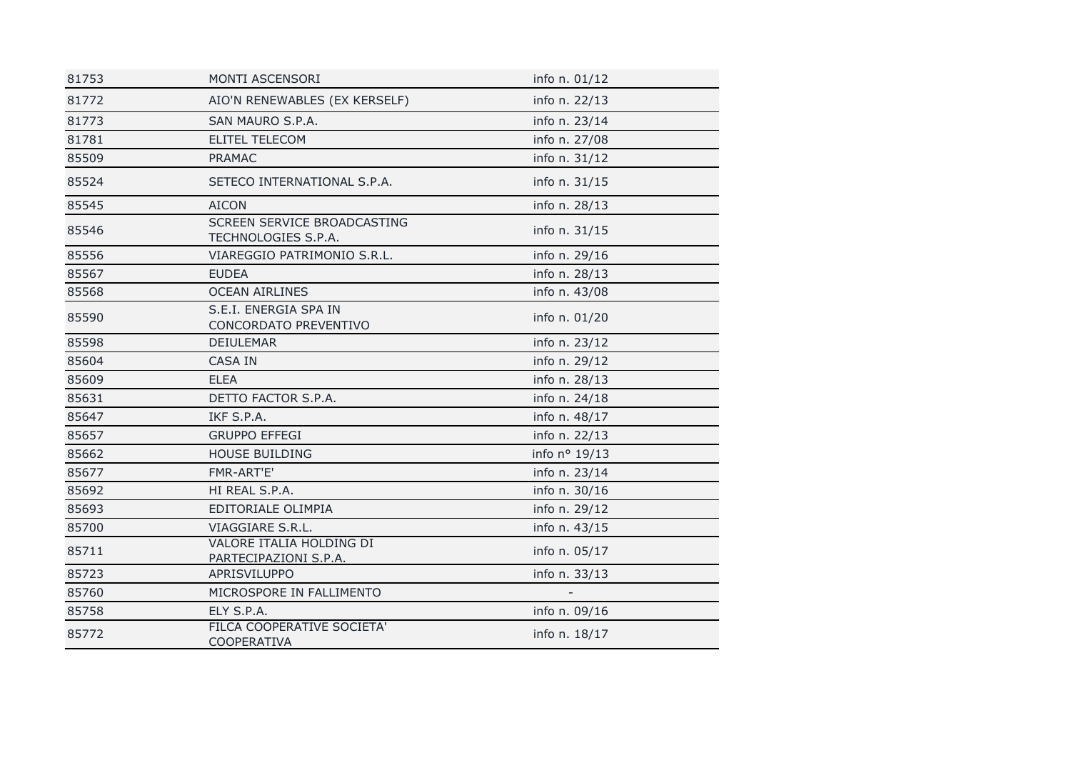| | | |
|---|---|---|
| 81753 | MONTI ASCENSORI | info n. 01/12 |
| 81772 | AIO'N RENEWABLES (EX KERSELF) | info n. 22/13 |
| 81773 | SAN MAURO S.P.A. | info n. 23/14 |
| 81781 | ELITEL TELECOM | info n. 27/08 |
| 85509 | PRAMAC | info n. 31/12 |
| 85524 | SETECO INTERNATIONAL S.P.A. | info n. 31/15 |
| 85545 | AICON | info n. 28/13 |
| 85546 | SCREEN SERVICE BROADCASTING TECHNOLOGIES S.P.A. | info n. 31/15 |
| 85556 | VIAREGGIO PATRIMONIO S.R.L. | info n. 29/16 |
| 85567 | EUDEA | info n. 28/13 |
| 85568 | OCEAN AIRLINES | info n. 43/08 |
| 85590 | S.E.I. ENERGIA SPA IN CONCORDATO PREVENTIVO | info n. 01/20 |
| 85598 | DEIULEMAR | info n. 23/12 |
| 85604 | CASA IN | info n. 29/12 |
| 85609 | ELEA | info n. 28/13 |
| 85631 | DETTO FACTOR S.P.A. | info n. 24/18 |
| 85647 | IKF S.P.A. | info n. 48/17 |
| 85657 | GRUPPO EFFEGI | info n. 22/13 |
| 85662 | HOUSE BUILDING | info n° 19/13 |
| 85677 | FMR-ART'E' | info n. 23/14 |
| 85692 | HI REAL S.P.A. | info n. 30/16 |
| 85693 | EDITORIALE OLIMPIA | info n. 29/12 |
| 85700 | VIAGGIARE S.R.L. | info n. 43/15 |
| 85711 | VALORE ITALIA HOLDING DI PARTECIPAZIONI S.P.A. | info n. 05/17 |
| 85723 | APRISVILUPPO | info n. 33/13 |
| 85760 | MICROSPORE IN FALLIMENTO | - |
| 85758 | ELY S.P.A. | info n. 09/16 |
| 85772 | FILCA COOPERATIVE SOCIETA' COOPERATIVA | info n. 18/17 |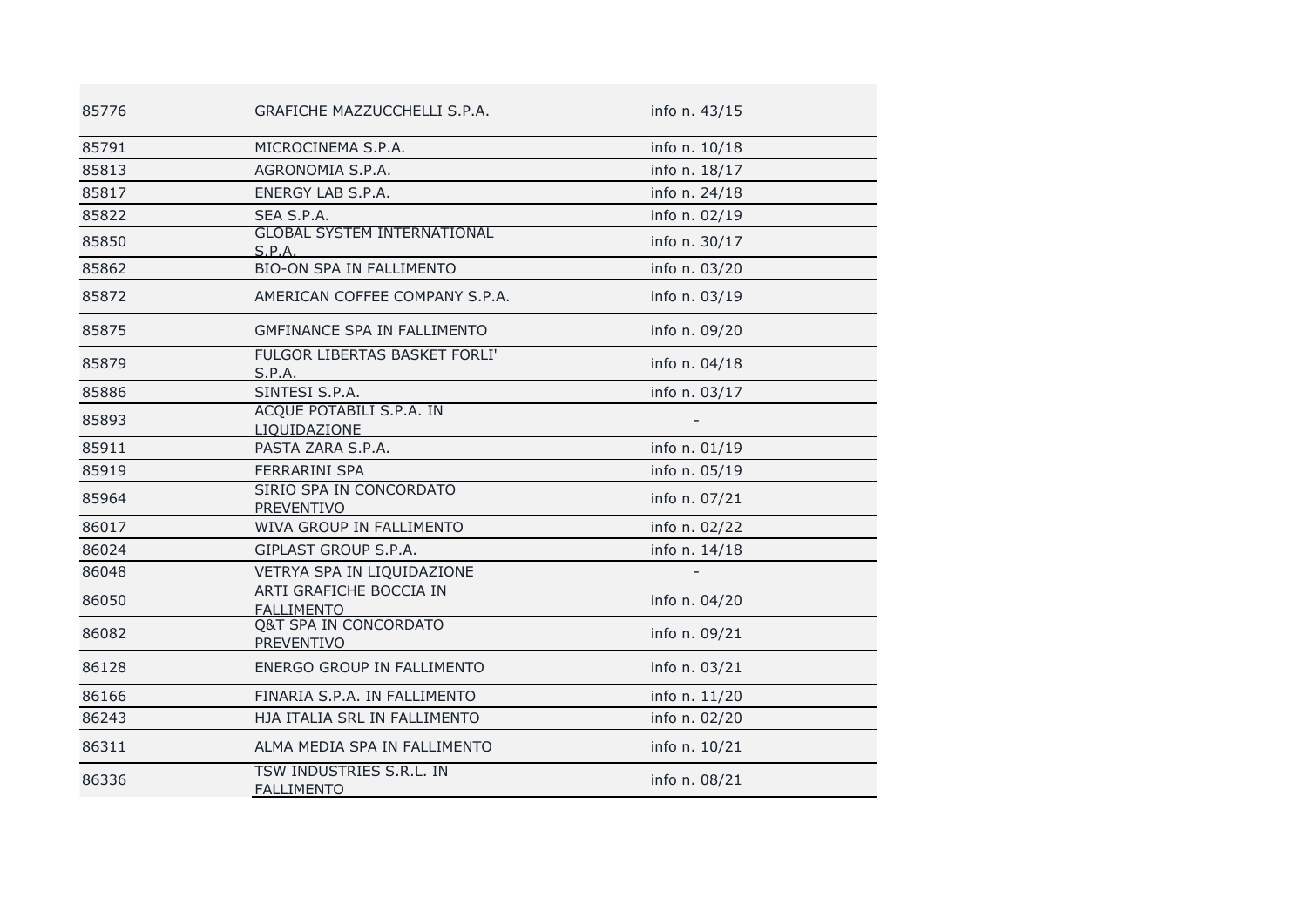| | | |
|---|---|---|
| 85776 | GRAFICHE MAZZUCCHELLI S.P.A. | info n. 43/15 |
| 85791 | MICROCINEMA S.P.A. | info n. 10/18 |
| 85813 | AGRONOMIA S.P.A. | info n. 18/17 |
| 85817 | ENERGY LAB S.P.A. | info n. 24/18 |
| 85822 | SEA S.P.A. | info n. 02/19 |
| 85850 | GLOBAL SYSTEM INTERNATIONAL S.P.A. | info n. 30/17 |
| 85862 | BIO-ON SPA IN FALLIMENTO | info n. 03/20 |
| 85872 | AMERICAN COFFEE COMPANY S.P.A. | info n. 03/19 |
| 85875 | GMFINANCE SPA IN FALLIMENTO | info n. 09/20 |
| 85879 | FULGOR LIBERTAS BASKET FORLI' S.P.A. | info n. 04/18 |
| 85886 | SINTESI S.P.A. | info n. 03/17 |
| 85893 | ACQUE POTABILI S.P.A. IN LIQUIDAZIONE | - |
| 85911 | PASTA ZARA S.P.A. | info n. 01/19 |
| 85919 | FERRARINI SPA | info n. 05/19 |
| 85964 | SIRIO SPA IN CONCORDATO PREVENTIVO | info n. 07/21 |
| 86017 | WIVA GROUP IN FALLIMENTO | info n. 02/22 |
| 86024 | GIPLAST GROUP S.P.A. | info n. 14/18 |
| 86048 | VETRYA SPA IN LIQUIDAZIONE | - |
| 86050 | ARTI GRAFICHE BOCCIA IN FALLIMENTO | info n. 04/20 |
| 86082 | Q&T SPA IN CONCORDATO PREVENTIVO | info n. 09/21 |
| 86128 | ENERGO GROUP IN FALLIMENTO | info n. 03/21 |
| 86166 | FINARIA S.P.A. IN FALLIMENTO | info n. 11/20 |
| 86243 | HJA ITALIA SRL IN FALLIMENTO | info n. 02/20 |
| 86311 | ALMA MEDIA SPA IN FALLIMENTO | info n. 10/21 |
| 86336 | TSW INDUSTRIES S.R.L. IN FALLIMENTO | info n. 08/21 |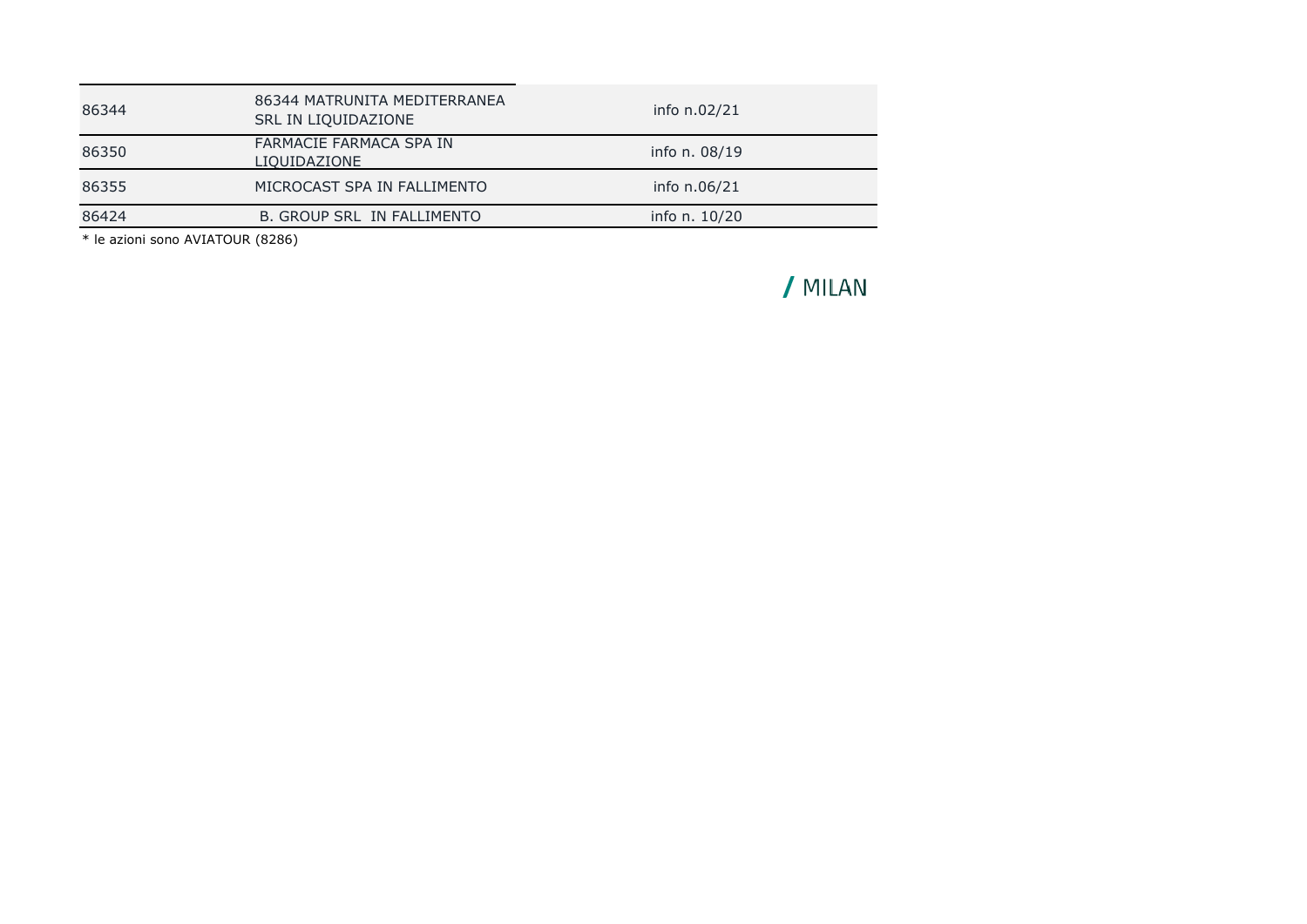| | | |
|---|---|---|
| 86344 | 86344 MATRUNITA MEDITERRANEA SRL IN LIQUIDAZIONE | info n.02/21 |
| 86350 | FARMACIE FARMACA SPA IN LIQUIDAZIONE | info n. 08/19 |
| 86355 | MICROCAST SPA IN FALLIMENTO | info n.06/21 |
| 86424 | B. GROUP SRL IN FALLIMENTO | info n. 10/20 |

* le azioni sono AVIATOUR (8286)

/ MILAN